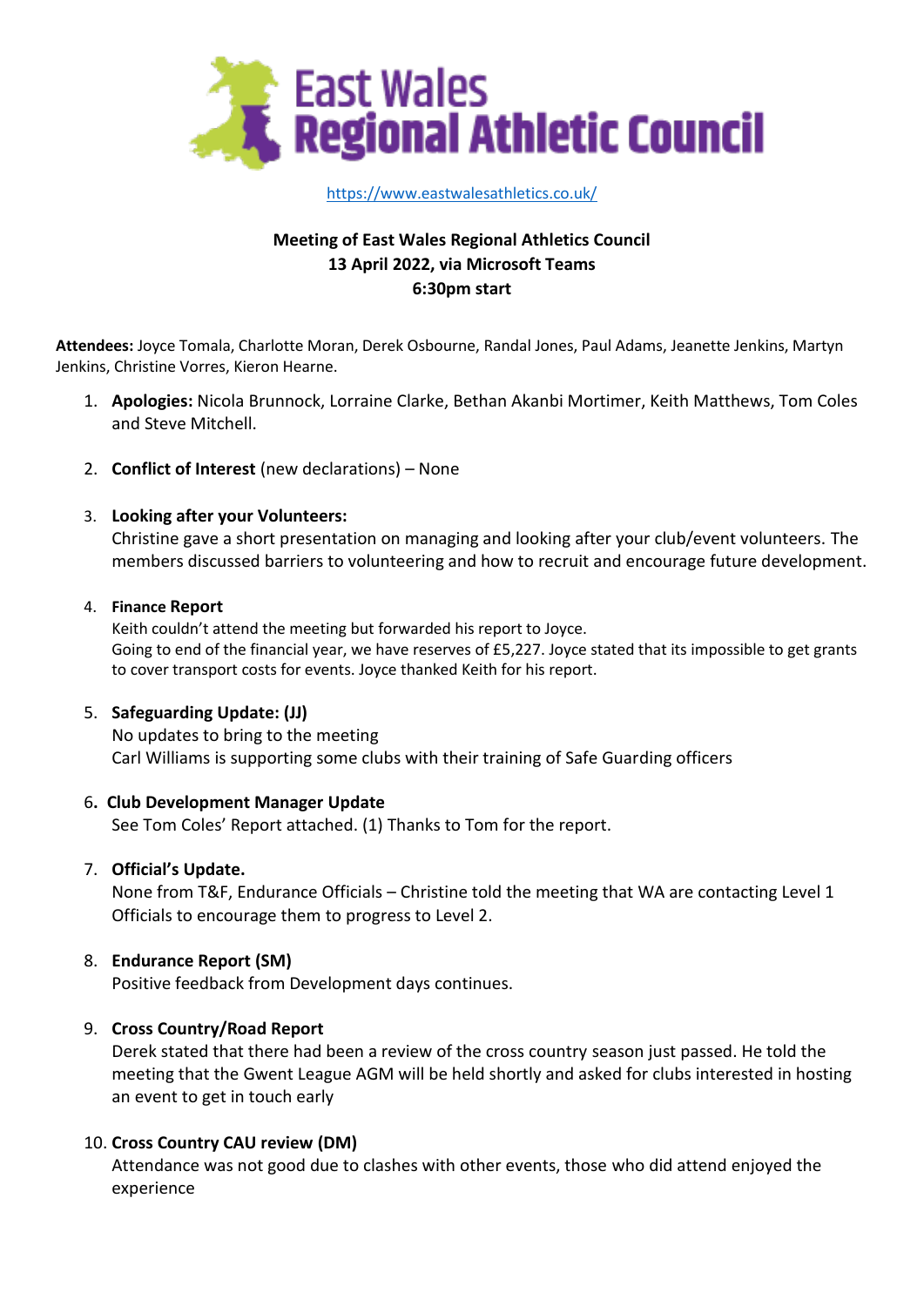# East Wales Regional Athletic Council

https://www.eastwalesathletics.co.uk/

**Meeting of East Wales Regional Athletics Council**
**13 April 2022, via Microsoft Teams**
**6:30pm start**

**Attendees:** Joyce Tomala, Charlotte Moran, Derek Osbourne, Randal Jones, Paul Adams, Jeanette Jenkins, Martyn Jenkins, Christine Vorres, Kieron Hearne.

1. **Apologies:** Nicola Brunnock, Lorraine Clarke, Bethan Akanbi Mortimer, Keith Matthews, Tom Coles and Steve Mitchell.

2. **Conflict of Interest** (new declarations) – None

3. **Looking after your Volunteers:**
   Christine gave a short presentation on managing and looking after your club/event volunteers. The members discussed barriers to volunteering and how to recruit and encourage future development.

4. **Finance Report**
   Keith couldn't attend the meeting but forwarded his report to Joyce.
   Going to end of the financial year, we have reserves of £5,227. Joyce stated that its impossible to get grants to cover transport costs for events. Joyce thanked Keith for his report.

5. **Safeguarding Update: (JJ)**
   No updates to bring to the meeting
   Carl Williams is supporting some clubs with their training of Safe Guarding officers

6. **Club Development Manager Update**
   See Tom Coles' Report attached. (1) Thanks to Tom for the report.

7. **Official's Update.**
   None from T&F, Endurance Officials – Christine told the meeting that WA are contacting Level 1 Officials to encourage them to progress to Level 2.

8. **Endurance Report (SM)**
   Positive feedback from Development days continues.

9. **Cross Country/Road Report**
   Derek stated that there had been a review of the cross country season just passed. He told the meeting that the Gwent League AGM will be held shortly and asked for clubs interested in hosting an event to get in touch early

10. **Cross Country CAU review (DM)**
    Attendance was not good due to clashes with other events, those who did attend enjoyed the experience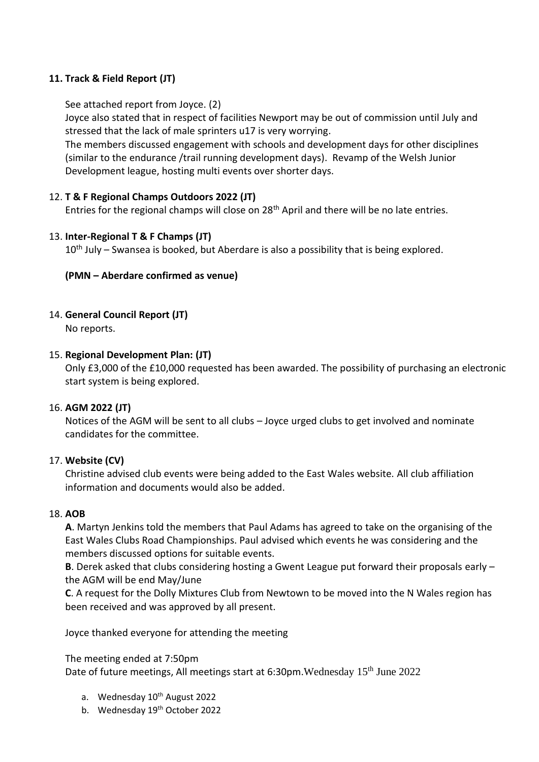**11. Track & Field Report (JT)**

See attached report from Joyce. (2)

Joyce also stated that in respect of facilities Newport may be out of commission until July and stressed that the lack of male sprinters u17 is very worrying.

The members discussed engagement with schools and development days for other disciplines (similar to the endurance /trail running development days). Revamp of the Welsh Junior Development league, hosting multi events over shorter days.

12. **T & F Regional Champs Outdoors 2022 (JT)**

Entries for the regional champs will close on 28th April and there will be no late entries.

13. **Inter-Regional T & F Champs (JT)**

10th July – Swansea is booked, but Aberdare is also a possibility that is being explored.

**(PMN – Aberdare confirmed as venue)**

14. **General Council Report (JT)**

No reports.

15. **Regional Development Plan: (JT)**

Only £3,000 of the £10,000 requested has been awarded. The possibility of purchasing an electronic start system is being explored.

16. **AGM 2022 (JT)**

Notices of the AGM will be sent to all clubs – Joyce urged clubs to get involved and nominate candidates for the committee.

17. **Website (CV)**

Christine advised club events were being added to the East Wales website. All club affiliation information and documents would also be added.

18. **AOB**

**A**. Martyn Jenkins told the members that Paul Adams has agreed to take on the organising of the East Wales Clubs Road Championships. Paul advised which events he was considering and the members discussed options for suitable events.

**B**. Derek asked that clubs considering hosting a Gwent League put forward their proposals early – the AGM will be end May/June

**C**. A request for the Dolly Mixtures Club from Newtown to be moved into the N Wales region has been received and was approved by all present.

Joyce thanked everyone for attending the meeting

The meeting ended at 7:50pm

Date of future meetings, All meetings start at 6:30pm.Wednesday 15th June 2022

a. Wednesday 10th August 2022
b. Wednesday 19th October 2022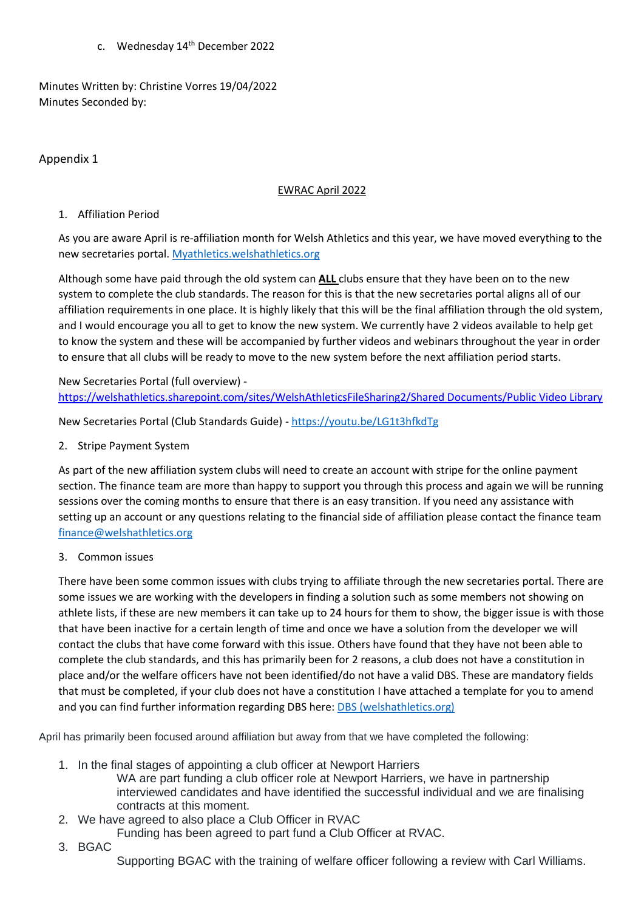c. Wednesday 14th December 2022

Minutes Written by: Christine Vorres 19/04/2022
Minutes Seconded by:

Appendix 1

EWRAC April 2022

1. Affiliation Period

As you are aware April is re-affiliation month for Welsh Athletics and this year, we have moved everything to the new secretaries portal. [Myathletics.welshathletics.org](Myathletics.welshathletics.org)

Although some have paid through the old system can **ALL** clubs ensure that they have been on to the new system to complete the club standards. The reason for this is that the new secretaries portal aligns all of our affiliation requirements in one place. It is highly likely that this will be the final affiliation through the old system, and I would encourage you all to get to know the new system. We currently have 2 videos available to help get to know the system and these will be accompanied by further videos and webinars throughout the year in order to ensure that all clubs will be ready to move to the new system before the next affiliation period starts.

New Secretaries Portal (full overview) - [https://welshathletics.sharepoint.com/sites/WelshAthleticsFileSharing2/Shared Documents/Public Video Library](https://welshathletics.sharepoint.com/sites/WelshAthleticsFileSharing2/Shared Documents/Public Video Library)

New Secretaries Portal (Club Standards Guide) - [https://youtu.be/LG1t3hfkdTg](https://youtu.be/LG1t3hfkdTg)

2. Stripe Payment System

As part of the new affiliation system clubs will need to create an account with stripe for the online payment section. The finance team are more than happy to support you through this process and again we will be running sessions over the coming months to ensure that there is an easy transition. If you need any assistance with setting up an account or any questions relating to the financial side of affiliation please contact the finance team [finance@welshathletics.org](mailto:finance@welshathletics.org)

3. Common issues

There have been some common issues with clubs trying to affiliate through the new secretaries portal. There are some issues we are working with the developers in finding a solution such as some members not showing on athlete lists, if these are new members it can take up to 24 hours for them to show, the bigger issue is with those that have been inactive for a certain length of time and once we have a solution from the developer we will contact the clubs that have come forward with this issue. Others have found that they have not been able to complete the club standards, and this has primarily been for 2 reasons, a club does not have a constitution in place and/or the welfare officers have not been identified/do not have a valid DBS. These are mandatory fields that must be completed, if your club does not have a constitution I have attached a template for you to amend and you can find further information regarding DBS here: [DBS (welshathletics.org)](DBS (welshathletics.org))

April has primarily been focused around affiliation but away from that we have completed the following:

1. In the final stages of appointing a club officer at Newport Harriers
   WA are part funding a club officer role at Newport Harriers, we have in partnership interviewed candidates and have identified the successful individual and we are finalising contracts at this moment.
2. We have agreed to also place a Club Officer in RVAC
   Funding has been agreed to part fund a Club Officer at RVAC.
3. BGAC
   Supporting BGAC with the training of welfare officer following a review with Carl Williams.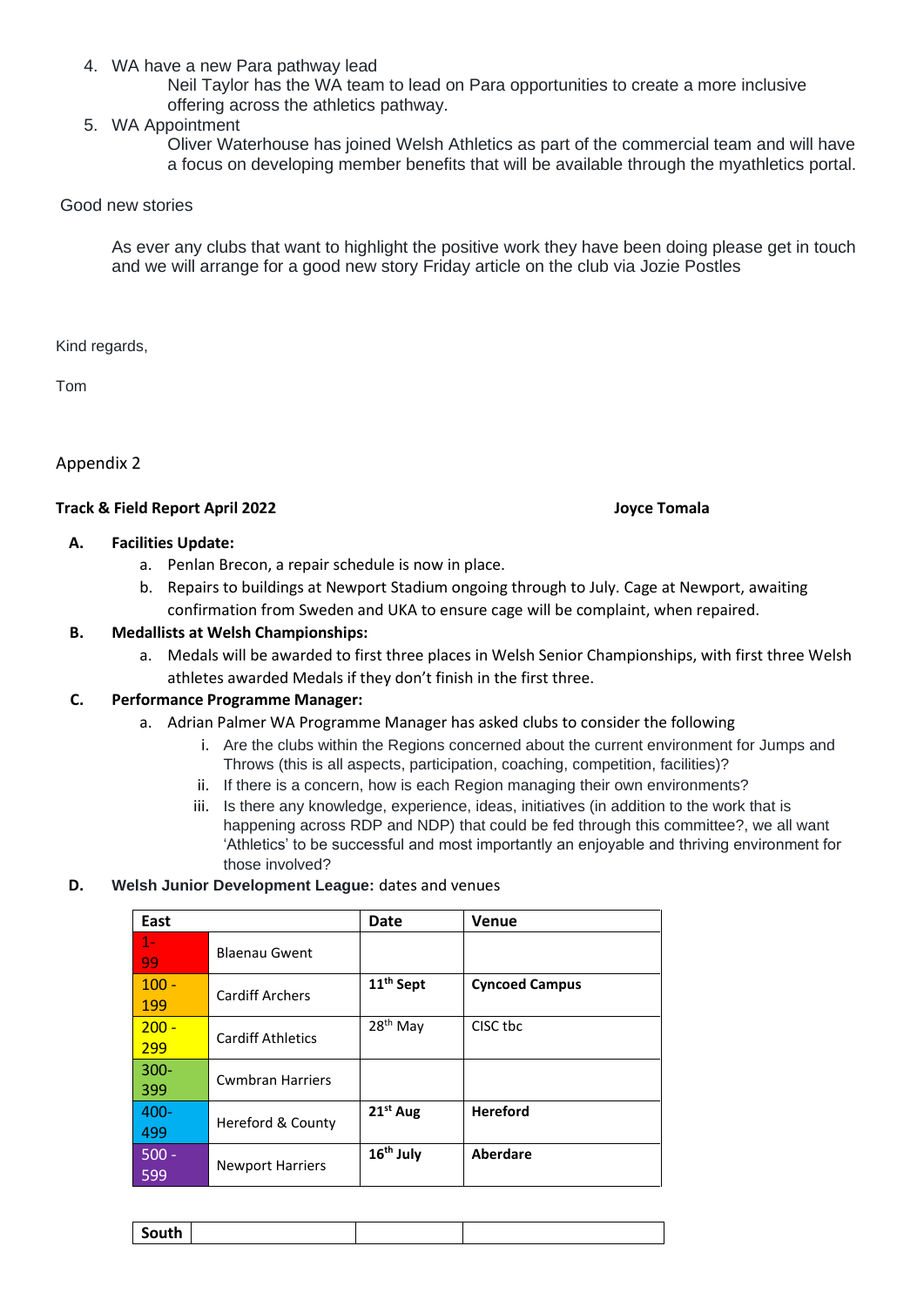4. WA have a new Para pathway lead
   Neil Taylor has the WA team to lead on Para opportunities to create a more inclusive offering across the athletics pathway.
5. WA Appointment
   Oliver Waterhouse has joined Welsh Athletics as part of the commercial team and will have a focus on developing member benefits that will be available through the myathletics portal.

Good new stories

As ever any clubs that want to highlight the positive work they have been doing please get in touch and we will arrange for a good new story Friday article on the club via Jozie Postles

Kind regards,

Tom

Appendix 2

**Track & Field Report April 2022** **Joyce Tomala**

**A. Facilities Update:**

a. Penlan Brecon, a repair schedule is now in place.
b. Repairs to buildings at Newport Stadium ongoing through to July. Cage at Newport, awaiting confirmation from Sweden and UKA to ensure cage will be complaint, when repaired.

**B. Medallists at Welsh Championships:**

a. Medals will be awarded to first three places in Welsh Senior Championships, with first three Welsh athletes awarded Medals if they don't finish in the first three.

**C. Performance Programme Manager:**

a. Adrian Palmer WA Programme Manager has asked clubs to consider the following
   i. Are the clubs within the Regions concerned about the current environment for Jumps and Throws (this is all aspects, participation, coaching, competition, facilities)?
   ii. If there is a concern, how is each Region managing their own environments?
   iii. Is there any knowledge, experience, ideas, initiatives (in addition to the work that is happening across RDP and NDP) that could be fed through this committee?, we all want 'Athletics' to be successful and most importantly an enjoyable and thriving environment for those involved?

**D. Welsh Junior Development League:** dates and venues

| **East** | | **Date** | **Venue** |
|---|---|---|---|
| 1-99 | Blaenau Gwent | | |
| 100 - 199 | Cardiff Archers | **11th Sept** | **Cyncoed Campus** |
| 200 - 299 | Cardiff Athletics | 28th May | CISC tbc |
| 300-399 | Cwmbran Harriers | | |
| 400-499 | Hereford & County | **21st Aug** | **Hereford** |
| 500 - 599 | Newport Harriers | **16th July** | **Aberdare** |

| **South** | | | |
|---|---|---|---|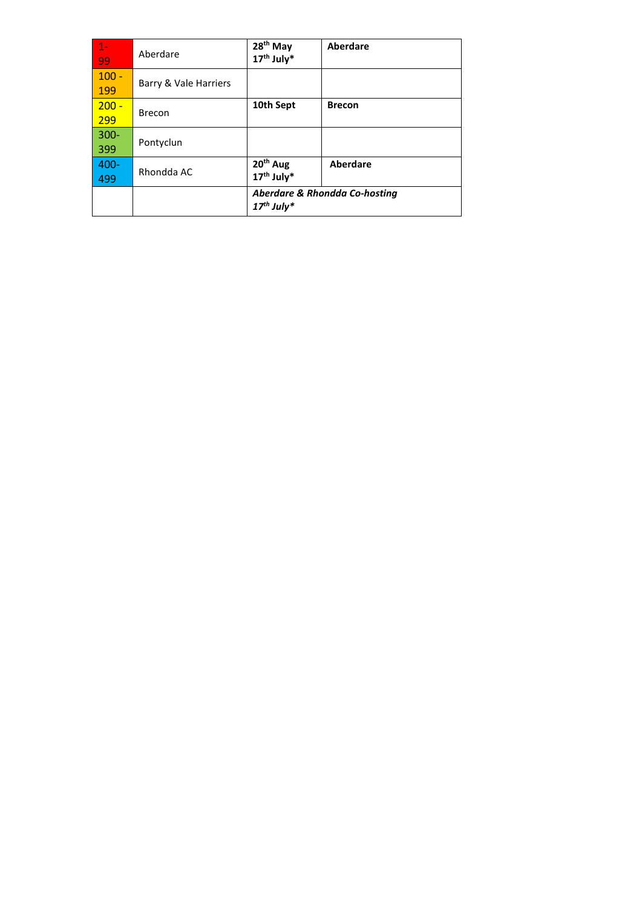| | | | |
|---|---|---|---|
| 1-99 | Aberdare | **28th May**<br>**17th July*** | **Aberdare** |
| 100 - 199 | Barry & Vale Harriers | | |
| 200 - 299 | Brecon | **10th Sept** | **Brecon** |
| 300-399 | Pontyclun | | |
| 400-499 | Rhondda AC | **20th Aug**<br>**17th July*** | **Aberdare** |
| | | ***Aberdare & Rhondda Co-hosting***<br>***17th July**** | |